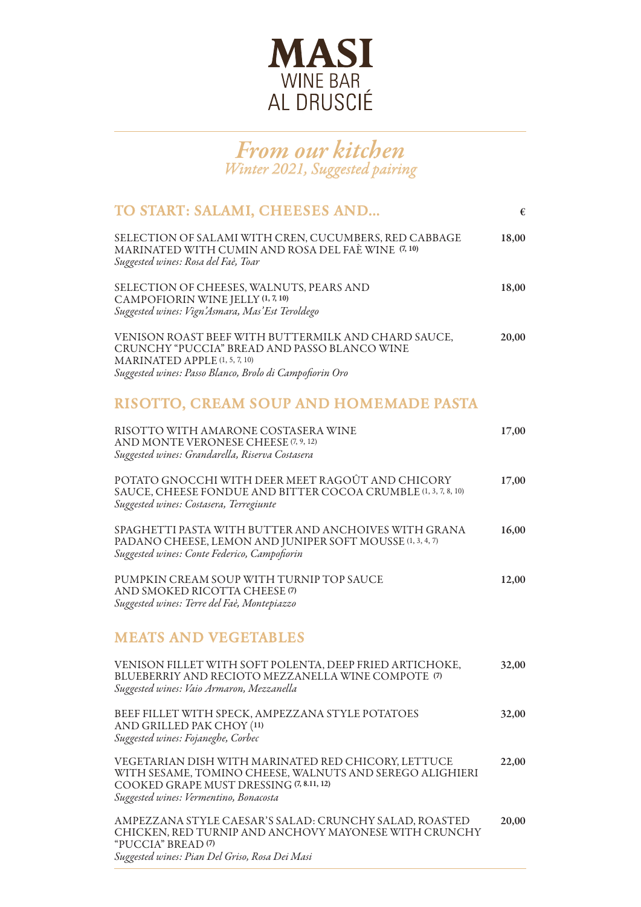# MASI
## WINE BAR
## AL DRUSCIÉ

## *From our kitchen*
*Winter 2021, Suggested pairing*

## TO START: SALAMI, CHEESES AND... €

SELECTION OF SALAMI WITH CREN, CUCUMBERS, RED CABBAGE MARINATED WITH CUMIN AND ROSA DEL FAÈ WINE (7, 10) — **18,00**
*Suggested wines: Rosa del Faè, Toar*

SELECTION OF CHEESES, WALNUTS, PEARS AND CAMPOFIORIN WINE JELLY (1, 7, 10) — **18,00**
*Suggested wines: Vign'Asmara, Mas'Est Teroldego*

VENISON ROAST BEEF WITH BUTTERMILK AND CHARD SAUCE, CRUNCHY "PUCCIA" BREAD AND PASSO BLANCO WINE MARINATED APPLE (1, 5, 7, 10) — **20,00**
*Suggested wines: Passo Blanco, Brolo di Campofiorin Oro*

## RISOTTO, CREAM SOUP AND HOMEMADE PASTA

RISOTTO WITH AMARONE COSTASERA WINE AND MONTE VERONESE CHEESE (7, 9, 12) — **17,00**
*Suggested wines: Grandarella, Riserva Costasera*

POTATO GNOCCHI WITH DEER MEET RAGOÛT AND CHICORY SAUCE, CHEESE FONDUE AND BITTER COCOA CRUMBLE (1, 3, 7, 8, 10) — **17,00**
*Suggested wines: Costasera, Terregiunte*

SPAGHETTI PASTA WITH BUTTER AND ANCHOIVES WITH GRANA PADANO CHEESE, LEMON AND JUNIPER SOFT MOUSSE (1, 3, 4, 7) — **16,00**
*Suggested wines: Conte Federico, Campofiorin*

PUMPKIN CREAM SOUP WITH TURNIP TOP SAUCE AND SMOKED RICOTTA CHEESE (7) — **12,00**
*Suggested wines: Terre del Faè, Montepiazzo*

## MEATS AND VEGETABLES

VENISON FILLET WITH SOFT POLENTA, DEEP FRIED ARTICHOKE, BLUEBERRIY AND RECIOTO MEZZANELLA WINE COMPOTE (7) — **32,00**
*Suggested wines: Vaio Armaron, Mezzanella*

BEEF FILLET WITH SPECK, AMPEZZANA STYLE POTATOES AND GRILLED PAK CHOY (11) — **32,00**
*Suggested wines: Fojaneghe, Corbec*

VEGETARIAN DISH WITH MARINATED RED CHICORY, LETTUCE WITH SESAME, TOMINO CHEESE, WALNUTS AND SEREGO ALIGHIERI COOKED GRAPE MUST DRESSING (7, 8.11, 12) — **22,00**
*Suggested wines: Vermentino, Bonacosta*

AMPEZZANA STYLE CAESAR'S SALAD: CRUNCHY SALAD, ROASTED CHICKEN, RED TURNIP AND ANCHOVY MAYONESE WITH CRUNCHY "PUCCIA" BREAD (7) — **20,00**
*Suggested wines: Pian Del Griso, Rosa Dei Masi*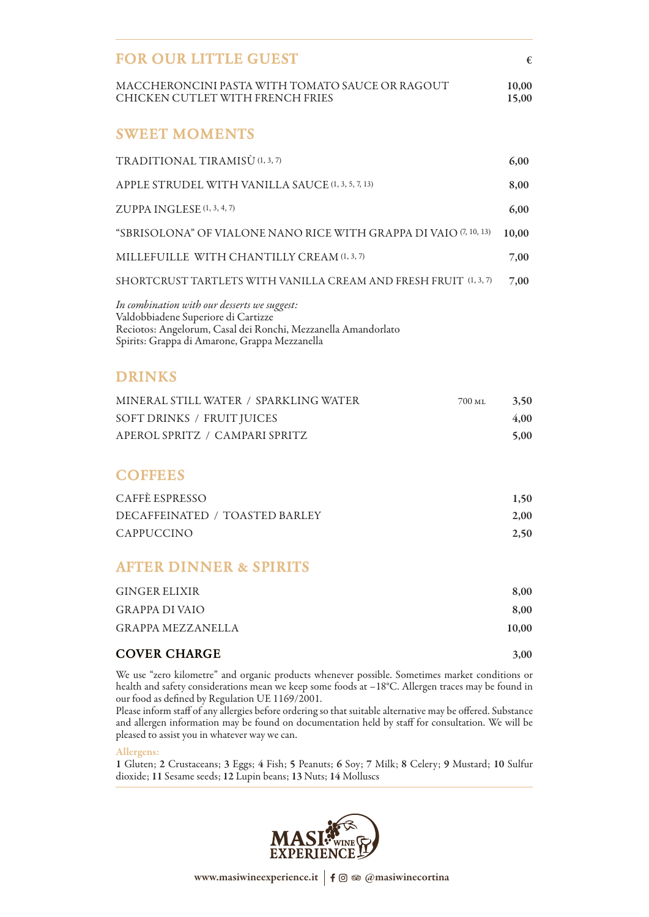## FOR OUR LITTLE GUEST

| | € |
|---|---|
| MACCHERONCINI PASTA WITH TOMATO SAUCE OR RAGOUT | 10,00 |
| CHICKEN CUTLET WITH FRENCH FRIES | 15,00 |

## SWEET MOMENTS

| | |
|---|---|
| TRADITIONAL TIRAMISÙ (1, 3, 7) | 6,00 |
| APPLE STRUDEL WITH VANILLA SAUCE (1, 3, 5, 7, 13) | 8,00 |
| ZUPPA INGLESE (1, 3, 4, 7) | 6,00 |
| "SBRISOLONA" OF VIALONE NANO RICE WITH GRAPPA DI VAIO (7, 10, 13) | 10,00 |
| MILLEFUILLE WITH CHANTILLY CREAM (1, 3, 7) | 7,00 |
| SHORTCRUST TARTLETS WITH VANILLA CREAM AND FRESH FRUIT (1, 3, 7) | 7,00 |

*In combination with our desserts we suggest:*
Valdobbiadene Superiore di Cartizze
Reciotos: Angelorum, Casal dei Ronchi, Mezzanella Amandorlato
Spirits: Grappa di Amarone, Grappa Mezzanella

## DRINKS

| | | |
|---|---|---|
| MINERAL STILL WATER / SPARKLING WATER | 700 ML | 3,50 |
| SOFT DRINKS / FRUIT JUICES | | 4,00 |
| APEROL SPRITZ / CAMPARI SPRITZ | | 5,00 |

## COFFEES

| | |
|---|---|
| CAFFÈ ESPRESSO | 1,50 |
| DECAFFEINATED / TOASTED BARLEY | 2,00 |
| CAPPUCCINO | 2,50 |

## AFTER DINNER & SPIRITS

| | |
|---|---|
| GINGER ELIXIR | 8,00 |
| GRAPPA DI VAIO | 8,00 |
| GRAPPA MEZZANELLA | 10,00 |

## COVER CHARGE 3,00

We use "zero kilometre" and organic products whenever possible. Sometimes market conditions or health and safety considerations mean we keep some foods at –18°C. Allergen traces may be found in our food as defined by Regulation UE 1169/2001.
Please inform staff of any allergies before ordering so that suitable alternative may be offered. Substance and allergen information may be found on documentation held by staff for consultation. We will be pleased to assist you in whatever way we can.

Allergens:
**1** Gluten; **2** Crustaceans; **3** Eggs; **4** Fish; **5** Peanuts; **6** Soy; **7** Milk; **8** Celery; **9** Mustard; **10** Sulfur dioxide; **11** Sesame seeds; **12** Lupin beans; **13** Nuts; **14** Molluscs

MASI WINE EXPERIENCE

www.masiwineexperience.it | @masiwinecortina